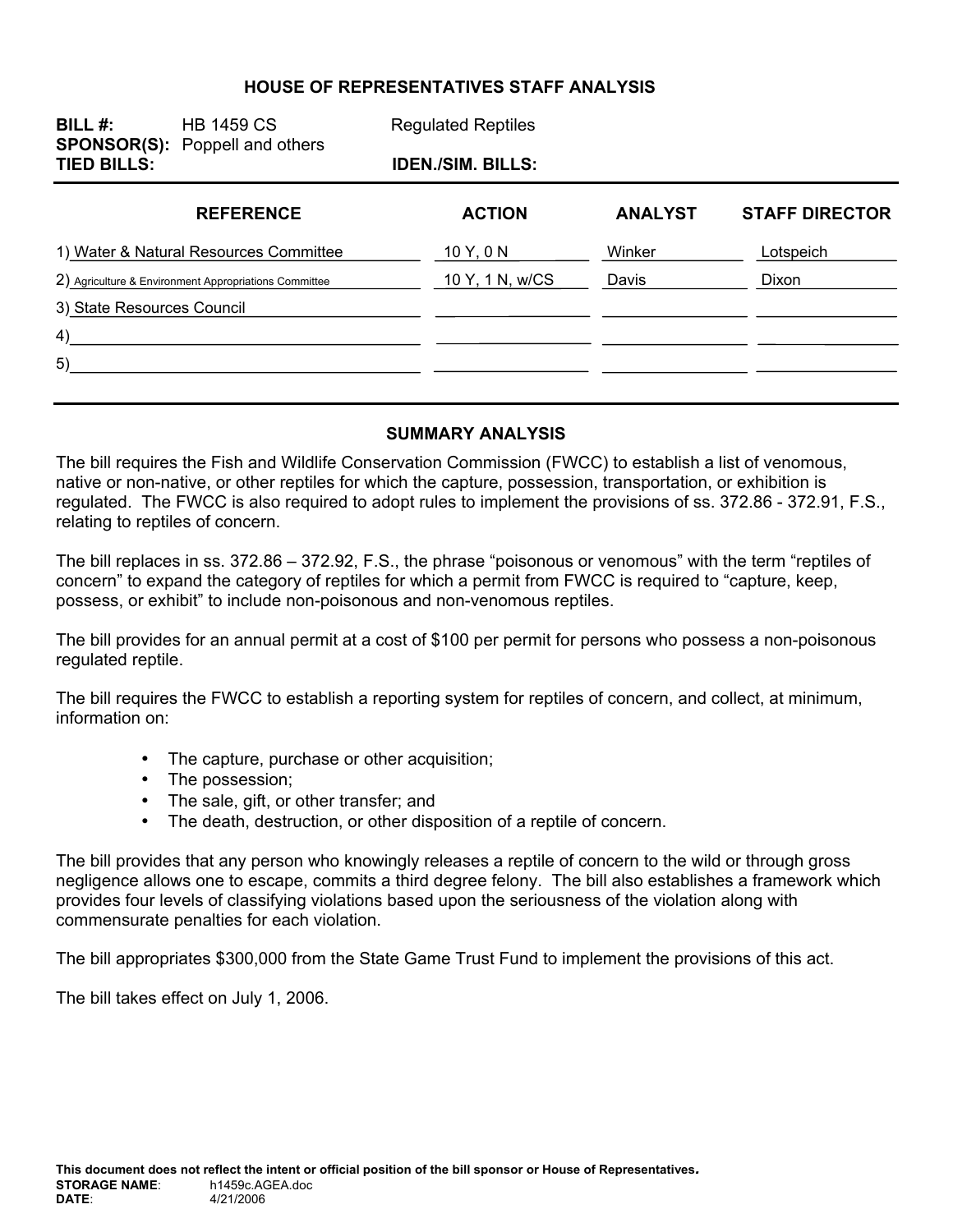# HOUSE OF REPRESENTATIVES STAFF ANALYSIS

**BILL #:** HB 1459 CS Regulated Reptiles

**SPONSOR(S):** Poppell and others

**TIED BILLS:** **IDEN./SIM. BILLS:**

| REFERENCE | ACTION | ANALYST | STAFF DIRECTOR |
|---|---|---|---|
| 1) Water & Natural Resources Committee | 10 Y, 0 N | Winker | Lotspeich |
| 2) Agriculture & Environment Appropriations Committee | 10 Y, 1 N, w/CS | Davis | Dixon |
| 3) State Resources Council | | | |
| 4) | | | |
| 5) | | | |

## SUMMARY ANALYSIS

The bill requires the Fish and Wildlife Conservation Commission (FWCC) to establish a list of venomous, native or non-native, or other reptiles for which the capture, possession, transportation, or exhibition is regulated. The FWCC is also required to adopt rules to implement the provisions of ss. 372.86 - 372.91, F.S., relating to reptiles of concern.

The bill replaces in ss. 372.86 – 372.92, F.S., the phrase "poisonous or venomous" with the term "reptiles of concern" to expand the category of reptiles for which a permit from FWCC is required to "capture, keep, possess, or exhibit" to include non-poisonous and non-venomous reptiles.

The bill provides for an annual permit at a cost of $100 per permit for persons who possess a non-poisonous regulated reptile.

The bill requires the FWCC to establish a reporting system for reptiles of concern, and collect, at minimum, information on:

- The capture, purchase or other acquisition;
- The possession;
- The sale, gift, or other transfer; and
- The death, destruction, or other disposition of a reptile of concern.

The bill provides that any person who knowingly releases a reptile of concern to the wild or through gross negligence allows one to escape, commits a third degree felony. The bill also establishes a framework which provides four levels of classifying violations based upon the seriousness of the violation along with commensurate penalties for each violation.

The bill appropriates $300,000 from the State Game Trust Fund to implement the provisions of this act.

The bill takes effect on July 1, 2006.

**This document does not reflect the intent or official position of the bill sponsor or House of Representatives.**

**STORAGE NAME:** h1459c.AGEA.doc
**DATE:** 4/21/2006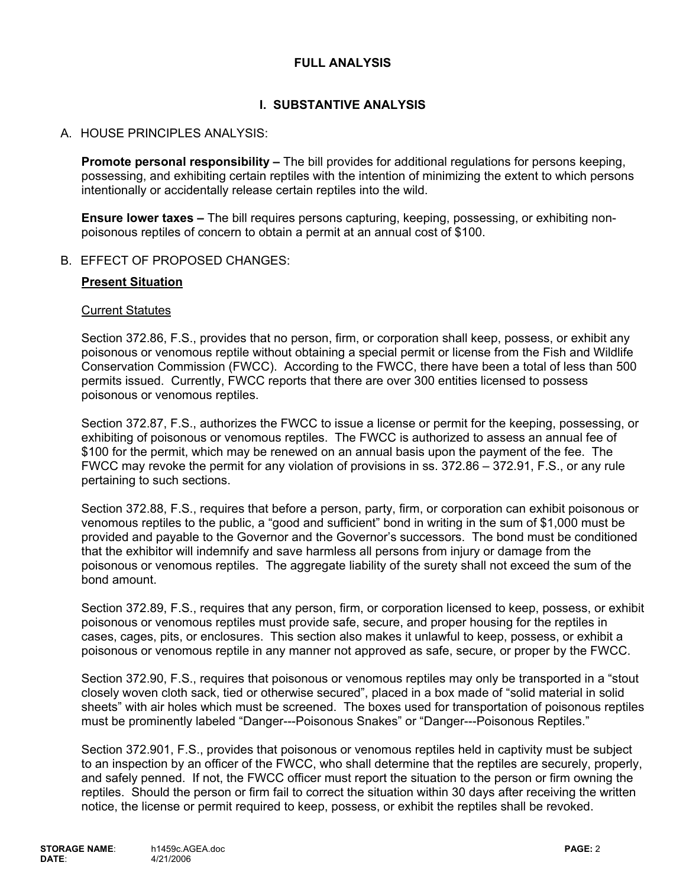## FULL ANALYSIS

## I. SUBSTANTIVE ANALYSIS

### A. HOUSE PRINCIPLES ANALYSIS:

**Promote personal responsibility –** The bill provides for additional regulations for persons keeping, possessing, and exhibiting certain reptiles with the intention of minimizing the extent to which persons intentionally or accidentally release certain reptiles into the wild.

**Ensure lower taxes –** The bill requires persons capturing, keeping, possessing, or exhibiting non-poisonous reptiles of concern to obtain a permit at an annual cost of $100.

### B. EFFECT OF PROPOSED CHANGES:

**Present Situation**

Current Statutes

Section 372.86, F.S., provides that no person, firm, or corporation shall keep, possess, or exhibit any poisonous or venomous reptile without obtaining a special permit or license from the Fish and Wildlife Conservation Commission (FWCC). According to the FWCC, there have been a total of less than 500 permits issued. Currently, FWCC reports that there are over 300 entities licensed to possess poisonous or venomous reptiles.

Section 372.87, F.S., authorizes the FWCC to issue a license or permit for the keeping, possessing, or exhibiting of poisonous or venomous reptiles. The FWCC is authorized to assess an annual fee of $100 for the permit, which may be renewed on an annual basis upon the payment of the fee. The FWCC may revoke the permit for any violation of provisions in ss. 372.86 – 372.91, F.S., or any rule pertaining to such sections.

Section 372.88, F.S., requires that before a person, party, firm, or corporation can exhibit poisonous or venomous reptiles to the public, a "good and sufficient" bond in writing in the sum of $1,000 must be provided and payable to the Governor and the Governor's successors. The bond must be conditioned that the exhibitor will indemnify and save harmless all persons from injury or damage from the poisonous or venomous reptiles. The aggregate liability of the surety shall not exceed the sum of the bond amount.

Section 372.89, F.S., requires that any person, firm, or corporation licensed to keep, possess, or exhibit poisonous or venomous reptiles must provide safe, secure, and proper housing for the reptiles in cases, cages, pits, or enclosures. This section also makes it unlawful to keep, possess, or exhibit a poisonous or venomous reptile in any manner not approved as safe, secure, or proper by the FWCC.

Section 372.90, F.S., requires that poisonous or venomous reptiles may only be transported in a "stout closely woven cloth sack, tied or otherwise secured", placed in a box made of "solid material in solid sheets" with air holes which must be screened. The boxes used for transportation of poisonous reptiles must be prominently labeled "Danger---Poisonous Snakes" or "Danger---Poisonous Reptiles."

Section 372.901, F.S., provides that poisonous or venomous reptiles held in captivity must be subject to an inspection by an officer of the FWCC, who shall determine that the reptiles are securely, properly, and safely penned. If not, the FWCC officer must report the situation to the person or firm owning the reptiles. Should the person or firm fail to correct the situation within 30 days after receiving the written notice, the license or permit required to keep, possess, or exhibit the reptiles shall be revoked.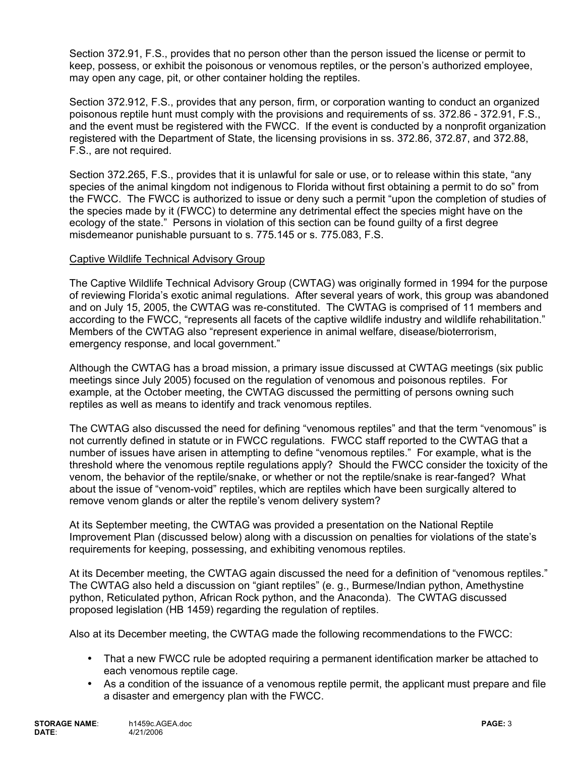Section 372.91, F.S., provides that no person other than the person issued the license or permit to keep, possess, or exhibit the poisonous or venomous reptiles, or the person's authorized employee, may open any cage, pit, or other container holding the reptiles.

Section 372.912, F.S., provides that any person, firm, or corporation wanting to conduct an organized poisonous reptile hunt must comply with the provisions and requirements of ss. 372.86 - 372.91, F.S., and the event must be registered with the FWCC. If the event is conducted by a nonprofit organization registered with the Department of State, the licensing provisions in ss. 372.86, 372.87, and 372.88, F.S., are not required.

Section 372.265, F.S., provides that it is unlawful for sale or use, or to release within this state, "any species of the animal kingdom not indigenous to Florida without first obtaining a permit to do so" from the FWCC. The FWCC is authorized to issue or deny such a permit "upon the completion of studies of the species made by it (FWCC) to determine any detrimental effect the species might have on the ecology of the state." Persons in violation of this section can be found guilty of a first degree misdemeanor punishable pursuant to s. 775.145 or s. 775.083, F.S.

Captive Wildlife Technical Advisory Group

The Captive Wildlife Technical Advisory Group (CWTAG) was originally formed in 1994 for the purpose of reviewing Florida's exotic animal regulations. After several years of work, this group was abandoned and on July 15, 2005, the CWTAG was re-constituted. The CWTAG is comprised of 11 members and according to the FWCC, "represents all facets of the captive wildlife industry and wildlife rehabilitation." Members of the CWTAG also "represent experience in animal welfare, disease/bioterrorism, emergency response, and local government."

Although the CWTAG has a broad mission, a primary issue discussed at CWTAG meetings (six public meetings since July 2005) focused on the regulation of venomous and poisonous reptiles. For example, at the October meeting, the CWTAG discussed the permitting of persons owning such reptiles as well as means to identify and track venomous reptiles.

The CWTAG also discussed the need for defining "venomous reptiles" and that the term "venomous" is not currently defined in statute or in FWCC regulations. FWCC staff reported to the CWTAG that a number of issues have arisen in attempting to define "venomous reptiles." For example, what is the threshold where the venomous reptile regulations apply? Should the FWCC consider the toxicity of the venom, the behavior of the reptile/snake, or whether or not the reptile/snake is rear-fanged? What about the issue of "venom-void" reptiles, which are reptiles which have been surgically altered to remove venom glands or alter the reptile's venom delivery system?

At its September meeting, the CWTAG was provided a presentation on the National Reptile Improvement Plan (discussed below) along with a discussion on penalties for violations of the state's requirements for keeping, possessing, and exhibiting venomous reptiles.

At its December meeting, the CWTAG again discussed the need for a definition of "venomous reptiles." The CWTAG also held a discussion on "giant reptiles" (e. g., Burmese/Indian python, Amethystine python, Reticulated python, African Rock python, and the Anaconda). The CWTAG discussed proposed legislation (HB 1459) regarding the regulation of reptiles.

Also at its December meeting, the CWTAG made the following recommendations to the FWCC:

- That a new FWCC rule be adopted requiring a permanent identification marker be attached to each venomous reptile cage.
- As a condition of the issuance of a venomous reptile permit, the applicant must prepare and file a disaster and emergency plan with the FWCC.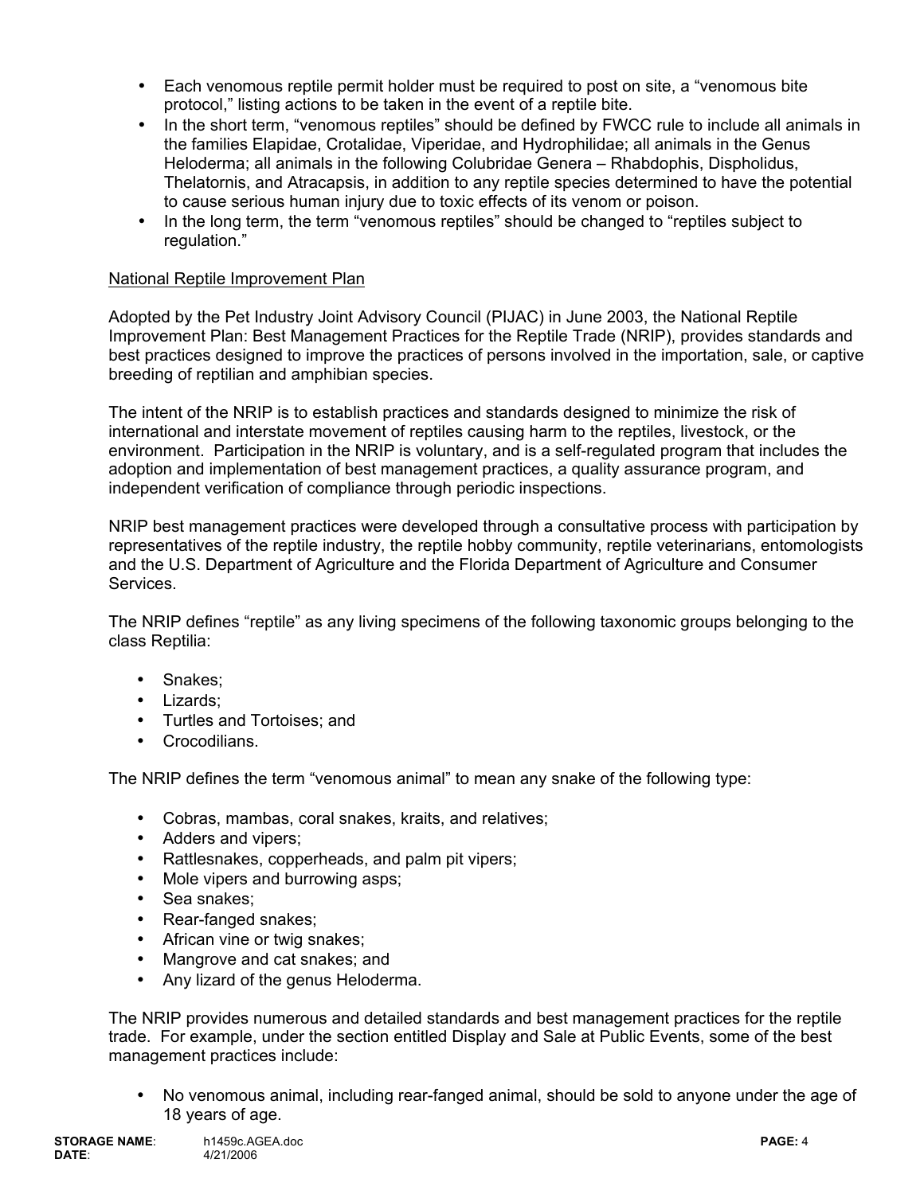- Each venomous reptile permit holder must be required to post on site, a "venomous bite protocol," listing actions to be taken in the event of a reptile bite.
- In the short term, "venomous reptiles" should be defined by FWCC rule to include all animals in the families Elapidae, Crotalidae, Viperidae, and Hydrophilidae; all animals in the Genus Heloderma; all animals in the following Colubridae Genera – Rhabdophis, Dispholidus, Thelatornis, and Atracapsis, in addition to any reptile species determined to have the potential to cause serious human injury due to toxic effects of its venom or poison.
- In the long term, the term "venomous reptiles" should be changed to "reptiles subject to regulation."

National Reptile Improvement Plan

Adopted by the Pet Industry Joint Advisory Council (PIJAC) in June 2003, the National Reptile Improvement Plan: Best Management Practices for the Reptile Trade (NRIP), provides standards and best practices designed to improve the practices of persons involved in the importation, sale, or captive breeding of reptilian and amphibian species.

The intent of the NRIP is to establish practices and standards designed to minimize the risk of international and interstate movement of reptiles causing harm to the reptiles, livestock, or the environment. Participation in the NRIP is voluntary, and is a self-regulated program that includes the adoption and implementation of best management practices, a quality assurance program, and independent verification of compliance through periodic inspections.

NRIP best management practices were developed through a consultative process with participation by representatives of the reptile industry, the reptile hobby community, reptile veterinarians, entomologists and the U.S. Department of Agriculture and the Florida Department of Agriculture and Consumer Services.

The NRIP defines "reptile" as any living specimens of the following taxonomic groups belonging to the class Reptilia:

- Snakes;
- Lizards;
- Turtles and Tortoises; and
- Crocodilians.

The NRIP defines the term "venomous animal" to mean any snake of the following type:

- Cobras, mambas, coral snakes, kraits, and relatives;
- Adders and vipers;
- Rattlesnakes, copperheads, and palm pit vipers;
- Mole vipers and burrowing asps;
- Sea snakes;
- Rear-fanged snakes;
- African vine or twig snakes;
- Mangrove and cat snakes; and
- Any lizard of the genus Heloderma.

The NRIP provides numerous and detailed standards and best management practices for the reptile trade. For example, under the section entitled Display and Sale at Public Events, some of the best management practices include:

- No venomous animal, including rear-fanged animal, should be sold to anyone under the age of 18 years of age.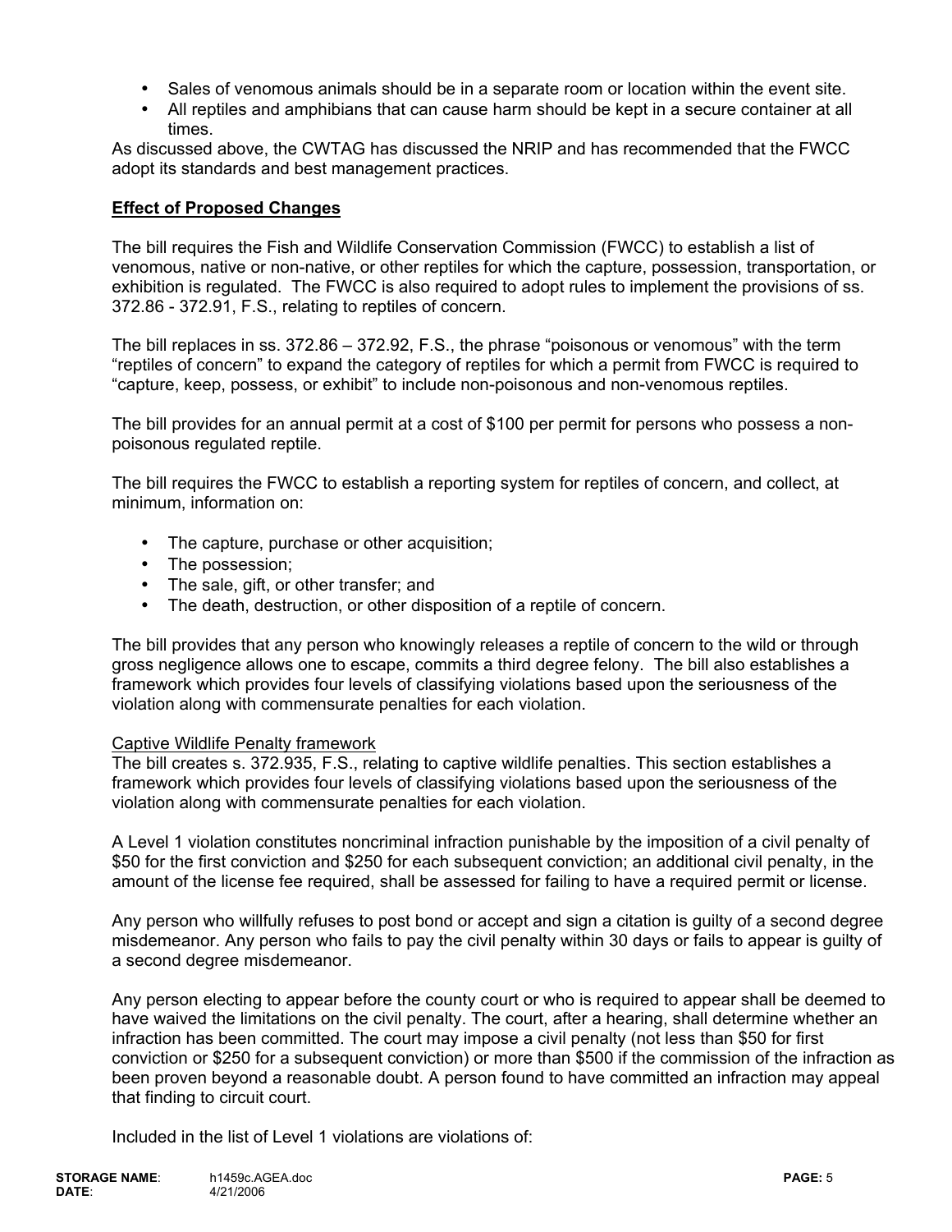- Sales of venomous animals should be in a separate room or location within the event site.
- All reptiles and amphibians that can cause harm should be kept in a secure container at all times.

As discussed above, the CWTAG has discussed the NRIP and has recommended that the FWCC adopt its standards and best management practices.

**Effect of Proposed Changes**

The bill requires the Fish and Wildlife Conservation Commission (FWCC) to establish a list of venomous, native or non-native, or other reptiles for which the capture, possession, transportation, or exhibition is regulated. The FWCC is also required to adopt rules to implement the provisions of ss. 372.86 - 372.91, F.S., relating to reptiles of concern.

The bill replaces in ss. 372.86 – 372.92, F.S., the phrase "poisonous or venomous" with the term "reptiles of concern" to expand the category of reptiles for which a permit from FWCC is required to "capture, keep, possess, or exhibit" to include non-poisonous and non-venomous reptiles.

The bill provides for an annual permit at a cost of $100 per permit for persons who possess a non-poisonous regulated reptile.

The bill requires the FWCC to establish a reporting system for reptiles of concern, and collect, at minimum, information on:

- The capture, purchase or other acquisition;
- The possession;
- The sale, gift, or other transfer; and
- The death, destruction, or other disposition of a reptile of concern.

The bill provides that any person who knowingly releases a reptile of concern to the wild or through gross negligence allows one to escape, commits a third degree felony. The bill also establishes a framework which provides four levels of classifying violations based upon the seriousness of the violation along with commensurate penalties for each violation.

Captive Wildlife Penalty framework

The bill creates s. 372.935, F.S., relating to captive wildlife penalties. This section establishes a framework which provides four levels of classifying violations based upon the seriousness of the violation along with commensurate penalties for each violation.

A Level 1 violation constitutes noncriminal infraction punishable by the imposition of a civil penalty of $50 for the first conviction and $250 for each subsequent conviction; an additional civil penalty, in the amount of the license fee required, shall be assessed for failing to have a required permit or license.

Any person who willfully refuses to post bond or accept and sign a citation is guilty of a second degree misdemeanor. Any person who fails to pay the civil penalty within 30 days or fails to appear is guilty of a second degree misdemeanor.

Any person electing to appear before the county court or who is required to appear shall be deemed to have waived the limitations on the civil penalty. The court, after a hearing, shall determine whether an infraction has been committed. The court may impose a civil penalty (not less than $50 for first conviction or $250 for a subsequent conviction) or more than $500 if the commission of the infraction as been proven beyond a reasonable doubt. A person found to have committed an infraction may appeal that finding to circuit court.

Included in the list of Level 1 violations are violations of: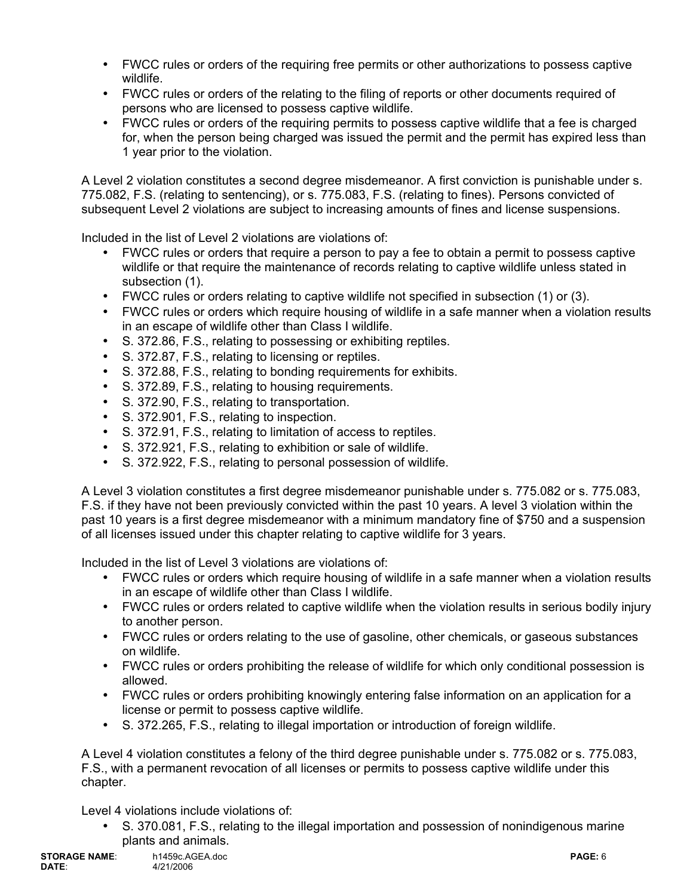- FWCC rules or orders of the requiring free permits or other authorizations to possess captive wildlife.
- FWCC rules or orders of the relating to the filing of reports or other documents required of persons who are licensed to possess captive wildlife.
- FWCC rules or orders of the requiring permits to possess captive wildlife that a fee is charged for, when the person being charged was issued the permit and the permit has expired less than 1 year prior to the violation.

A Level 2 violation constitutes a second degree misdemeanor. A first conviction is punishable under s. 775.082, F.S. (relating to sentencing), or s. 775.083, F.S. (relating to fines). Persons convicted of subsequent Level 2 violations are subject to increasing amounts of fines and license suspensions.

Included in the list of Level 2 violations are violations of:

- FWCC rules or orders that require a person to pay a fee to obtain a permit to possess captive wildlife or that require the maintenance of records relating to captive wildlife unless stated in subsection (1).
- FWCC rules or orders relating to captive wildlife not specified in subsection (1) or (3).
- FWCC rules or orders which require housing of wildlife in a safe manner when a violation results in an escape of wildlife other than Class I wildlife.
- S. 372.86, F.S., relating to possessing or exhibiting reptiles.
- S. 372.87, F.S., relating to licensing or reptiles.
- S. 372.88, F.S., relating to bonding requirements for exhibits.
- S. 372.89, F.S., relating to housing requirements.
- S. 372.90, F.S., relating to transportation.
- S. 372.901, F.S., relating to inspection.
- S. 372.91, F.S., relating to limitation of access to reptiles.
- S. 372.921, F.S., relating to exhibition or sale of wildlife.
- S. 372.922, F.S., relating to personal possession of wildlife.

A Level 3 violation constitutes a first degree misdemeanor punishable under s. 775.082 or s. 775.083, F.S. if they have not been previously convicted within the past 10 years. A level 3 violation within the past 10 years is a first degree misdemeanor with a minimum mandatory fine of $750 and a suspension of all licenses issued under this chapter relating to captive wildlife for 3 years.

Included in the list of Level 3 violations are violations of:

- FWCC rules or orders which require housing of wildlife in a safe manner when a violation results in an escape of wildlife other than Class I wildlife.
- FWCC rules or orders related to captive wildlife when the violation results in serious bodily injury to another person.
- FWCC rules or orders relating to the use of gasoline, other chemicals, or gaseous substances on wildlife.
- FWCC rules or orders prohibiting the release of wildlife for which only conditional possession is allowed.
- FWCC rules or orders prohibiting knowingly entering false information on an application for a license or permit to possess captive wildlife.
- S. 372.265, F.S., relating to illegal importation or introduction of foreign wildlife.

A Level 4 violation constitutes a felony of the third degree punishable under s. 775.082 or s. 775.083, F.S., with a permanent revocation of all licenses or permits to possess captive wildlife under this chapter.

Level 4 violations include violations of:

- S. 370.081, F.S., relating to the illegal importation and possession of nonindigenous marine plants and animals.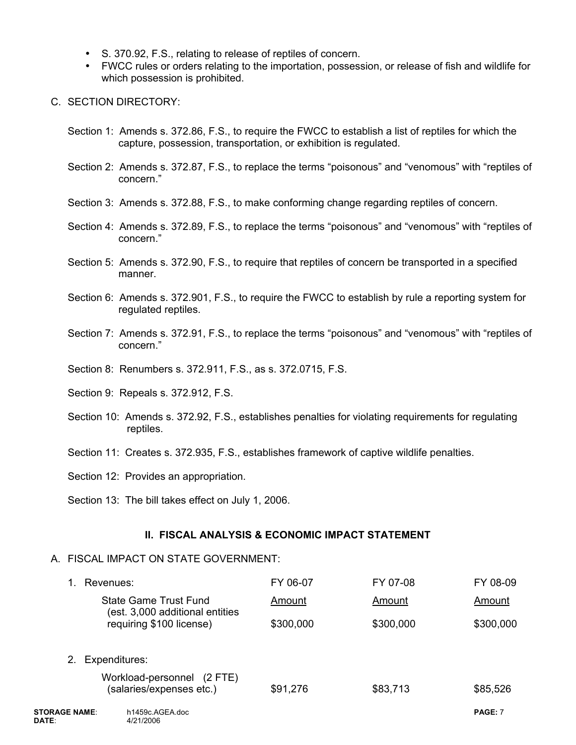- S. 370.92, F.S., relating to release of reptiles of concern.
- FWCC rules or orders relating to the importation, possession, or release of fish and wildlife for which possession is prohibited.

C. SECTION DIRECTORY:

Section 1: Amends s. 372.86, F.S., to require the FWCC to establish a list of reptiles for which the capture, possession, transportation, or exhibition is regulated.

Section 2: Amends s. 372.87, F.S., to replace the terms "poisonous" and "venomous" with "reptiles of concern."

Section 3: Amends s. 372.88, F.S., to make conforming change regarding reptiles of concern.

Section 4: Amends s. 372.89, F.S., to replace the terms "poisonous" and "venomous" with "reptiles of concern."

Section 5: Amends s. 372.90, F.S., to require that reptiles of concern be transported in a specified manner.

Section 6: Amends s. 372.901, F.S., to require the FWCC to establish by rule a reporting system for regulated reptiles.

Section 7: Amends s. 372.91, F.S., to replace the terms "poisonous" and "venomous" with "reptiles of concern."

Section 8: Renumbers s. 372.911, F.S., as s. 372.0715, F.S.

Section 9: Repeals s. 372.912, F.S.

Section 10: Amends s. 372.92, F.S., establishes penalties for violating requirements for regulating reptiles.

Section 11: Creates s. 372.935, F.S., establishes framework of captive wildlife penalties.

Section 12: Provides an appropriation.

Section 13: The bill takes effect on July 1, 2006.

## II. FISCAL ANALYSIS & ECONOMIC IMPACT STATEMENT

A. FISCAL IMPACT ON STATE GOVERNMENT:

| | FY 06-07 | FY 07-08 | FY 08-09 |
|---|---|---|---|
| 1. Revenues: | | | |
| State Game Trust Fund (est. 3,000 additional entities requiring $100 license) | Amount<br>$300,000 | Amount<br>$300,000 | Amount<br>$300,000 |
| 2. Expenditures: | | | |
| Workload-personnel (2 FTE) (salaries/expenses etc.) | $91,276 | $83,713 | $85,526 |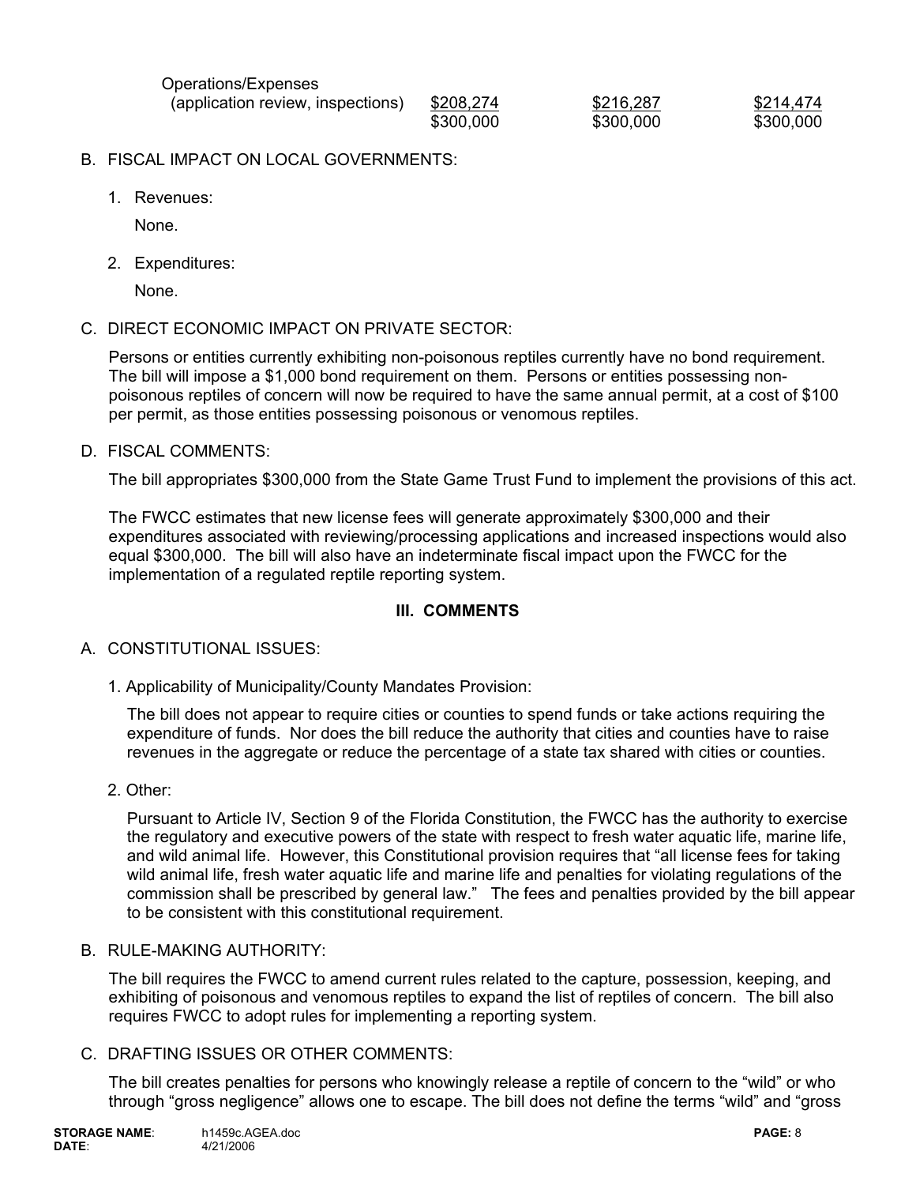| | | | |
|---|---|---|---|
| Operations/Expenses (application review, inspections) | $208,274 | $216,287 | $214,474 |
| | $300,000 | $300,000 | $300,000 |

B. FISCAL IMPACT ON LOCAL GOVERNMENTS:

1. Revenues:

   None.

2. Expenditures:

   None.

C. DIRECT ECONOMIC IMPACT ON PRIVATE SECTOR:

Persons or entities currently exhibiting non-poisonous reptiles currently have no bond requirement. The bill will impose a $1,000 bond requirement on them. Persons or entities possessing non-poisonous reptiles of concern will now be required to have the same annual permit, at a cost of $100 per permit, as those entities possessing poisonous or venomous reptiles.

D. FISCAL COMMENTS:

The bill appropriates $300,000 from the State Game Trust Fund to implement the provisions of this act.

The FWCC estimates that new license fees will generate approximately $300,000 and their expenditures associated with reviewing/processing applications and increased inspections would also equal $300,000. The bill will also have an indeterminate fiscal impact upon the FWCC for the implementation of a regulated reptile reporting system.

## III. COMMENTS

A. CONSTITUTIONAL ISSUES:

1. Applicability of Municipality/County Mandates Provision:

   The bill does not appear to require cities or counties to spend funds or take actions requiring the expenditure of funds. Nor does the bill reduce the authority that cities and counties have to raise revenues in the aggregate or reduce the percentage of a state tax shared with cities or counties.

2. Other:

   Pursuant to Article IV, Section 9 of the Florida Constitution, the FWCC has the authority to exercise the regulatory and executive powers of the state with respect to fresh water aquatic life, marine life, and wild animal life. However, this Constitutional provision requires that "all license fees for taking wild animal life, fresh water aquatic life and marine life and penalties for violating regulations of the commission shall be prescribed by general law." The fees and penalties provided by the bill appear to be consistent with this constitutional requirement.

B. RULE-MAKING AUTHORITY:

The bill requires the FWCC to amend current rules related to the capture, possession, keeping, and exhibiting of poisonous and venomous reptiles to expand the list of reptiles of concern. The bill also requires FWCC to adopt rules for implementing a reporting system.

C. DRAFTING ISSUES OR OTHER COMMENTS:

The bill creates penalties for persons who knowingly release a reptile of concern to the "wild" or who through "gross negligence" allows one to escape. The bill does not define the terms "wild" and "gross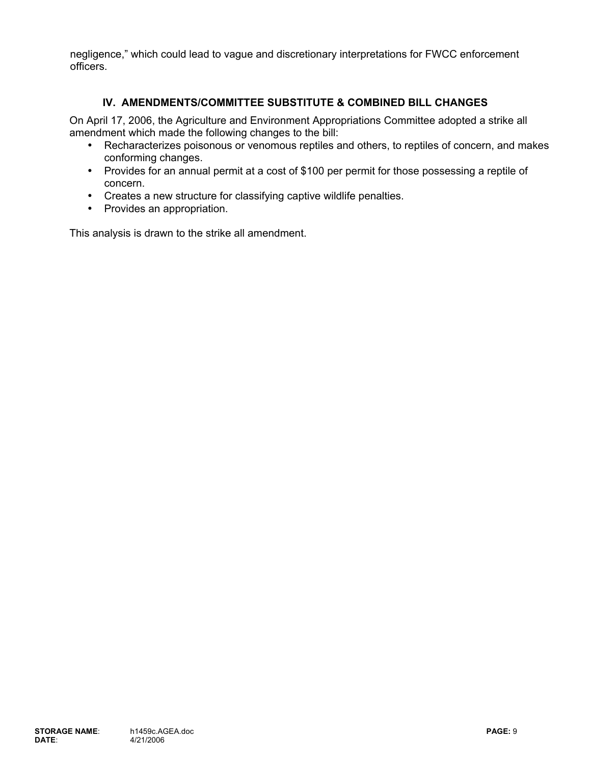negligence," which could lead to vague and discretionary interpretations for FWCC enforcement officers.

## IV. AMENDMENTS/COMMITTEE SUBSTITUTE & COMBINED BILL CHANGES

On April 17, 2006, the Agriculture and Environment Appropriations Committee adopted a strike all amendment which made the following changes to the bill:

- Recharacterizes poisonous or venomous reptiles and others, to reptiles of concern, and makes conforming changes.
- Provides for an annual permit at a cost of $100 per permit for those possessing a reptile of concern.
- Creates a new structure for classifying captive wildlife penalties.
- Provides an appropriation.

This analysis is drawn to the strike all amendment.